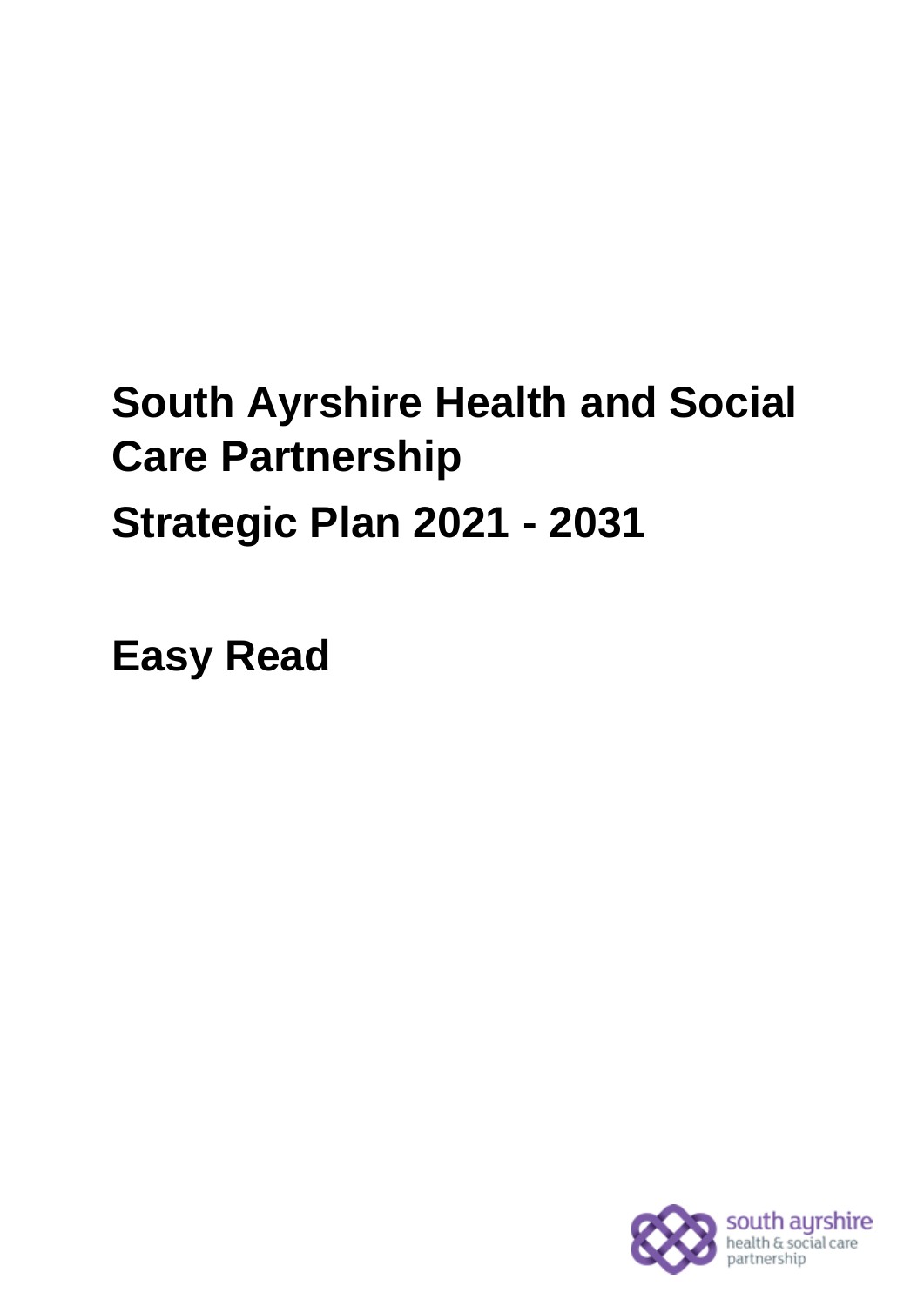# South Ayrshire Health and Social Care Partnership

# Strategic Plan 2021 - 2031

# Easy Read

south ayrshire
health & social care
partnership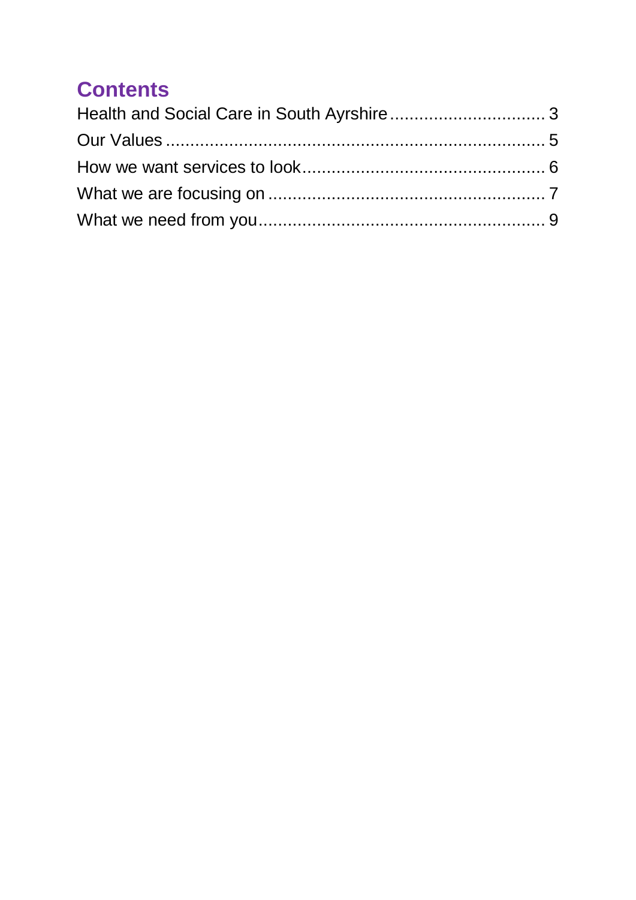# Contents

Health and Social Care in South Ayrshire ............................... 3
Our Values ............................................................................ 5
How we want services to look................................................ 6
What we are focusing on ........................................................ 7
What we need from you.......................................................... 9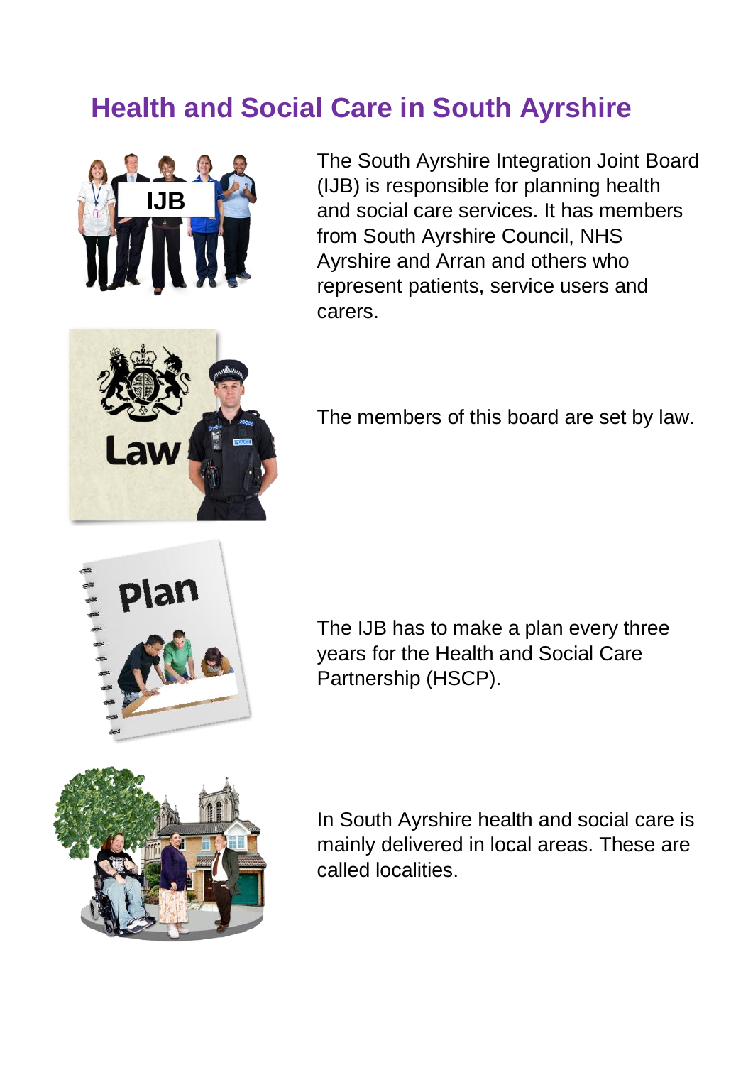# Health and Social Care in South Ayrshire

The South Ayrshire Integration Joint Board (IJB) is responsible for planning health and social care services. It has members from South Ayrshire Council, NHS Ayrshire and Arran and others who represent patients, service users and carers.

The members of this board are set by law.

The IJB has to make a plan every three years for the Health and Social Care Partnership (HSCP).

In South Ayrshire health and social care is mainly delivered in local areas. These are called localities.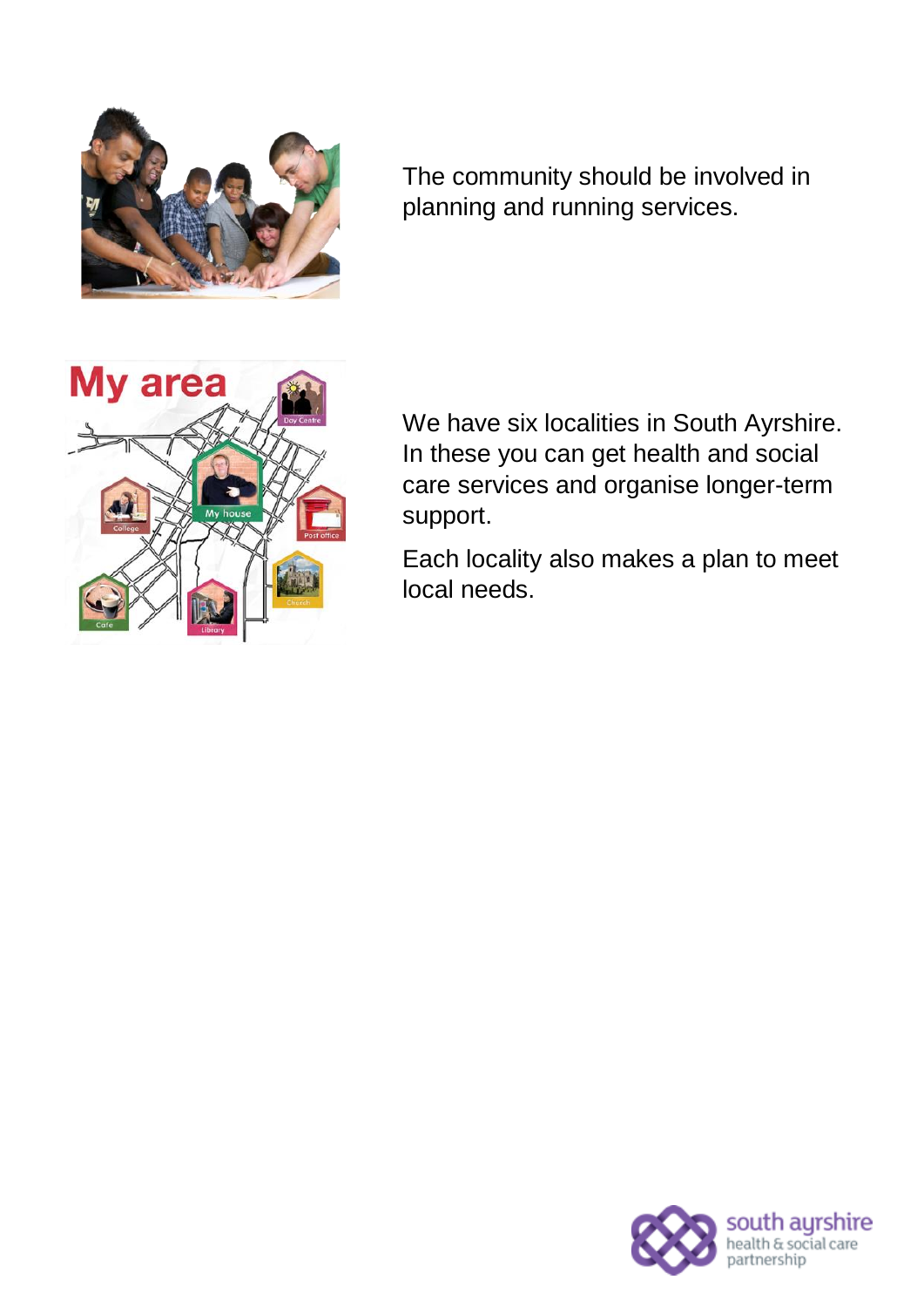The community should be involved in planning and running services.

We have six localities in South Ayrshire. In these you can get health and social care services and organise longer-term support.

Each locality also makes a plan to meet local needs.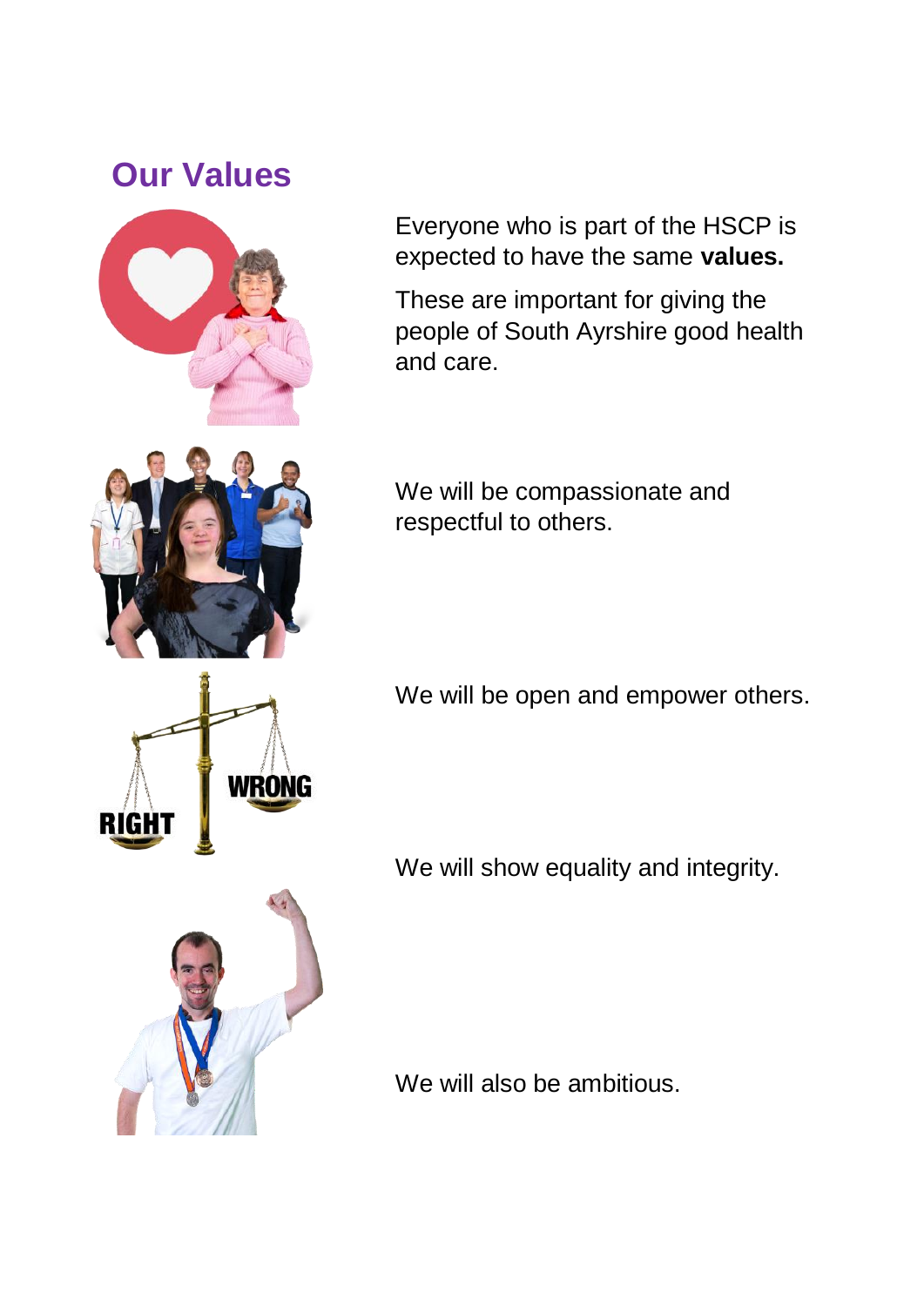## Our Values

Everyone who is part of the HSCP is expected to have the same **values.**

These are important for giving the people of South Ayrshire good health and care.

We will be compassionate and respectful to others.

We will be open and empower others.

We will show equality and integrity.

We will also be ambitious.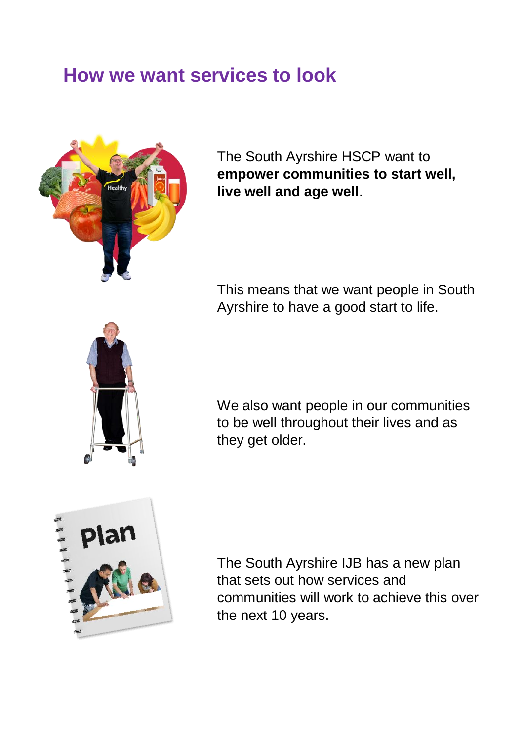# How we want services to look

The South Ayrshire HSCP want to **empower communities to start well, live well and age well**.

This means that we want people in South Ayrshire to have a good start to life.

We also want people in our communities to be well throughout their lives and as they get older.

The South Ayrshire IJB has a new plan that sets out how services and communities will work to achieve this over the next 10 years.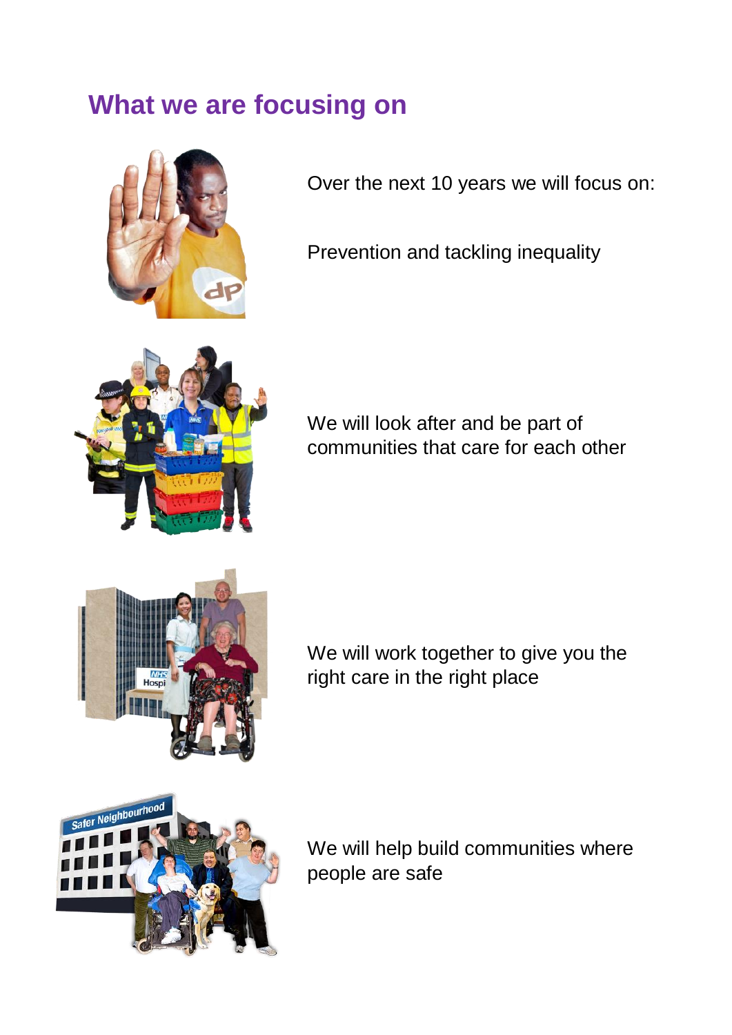## What we are focusing on

Over the next 10 years we will focus on:

Prevention and tackling inequality

We will look after and be part of communities that care for each other

We will work together to give you the right care in the right place

We will help build communities where people are safe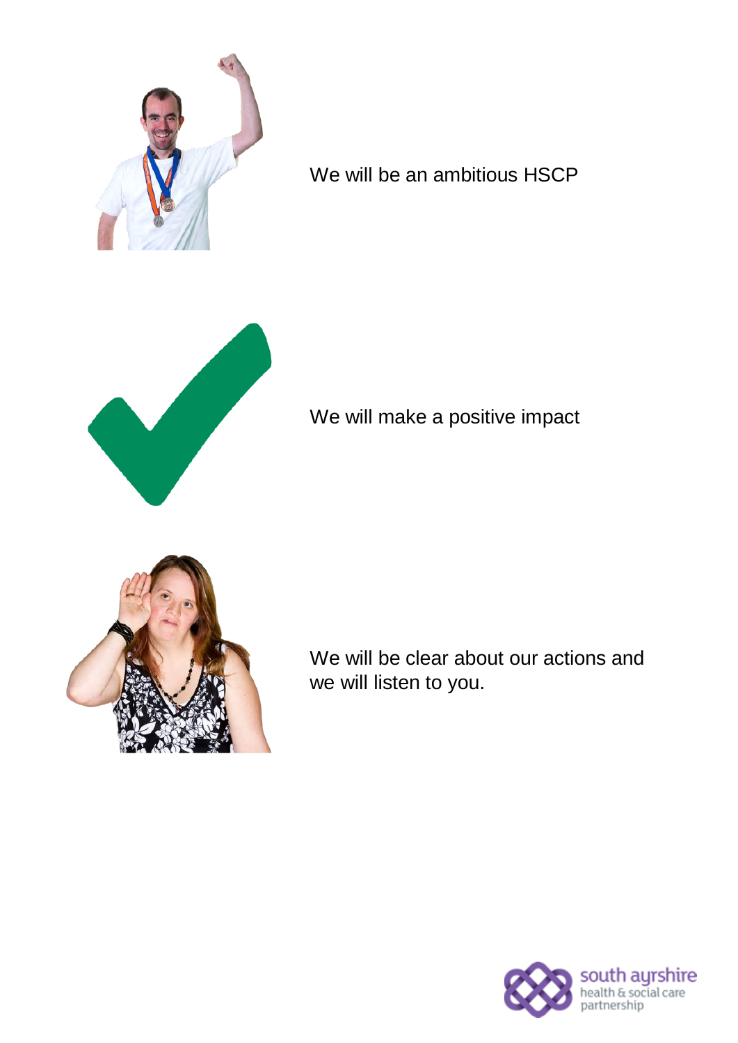We will be an ambitious HSCP

We will make a positive impact

We will be clear about our actions and we will listen to you.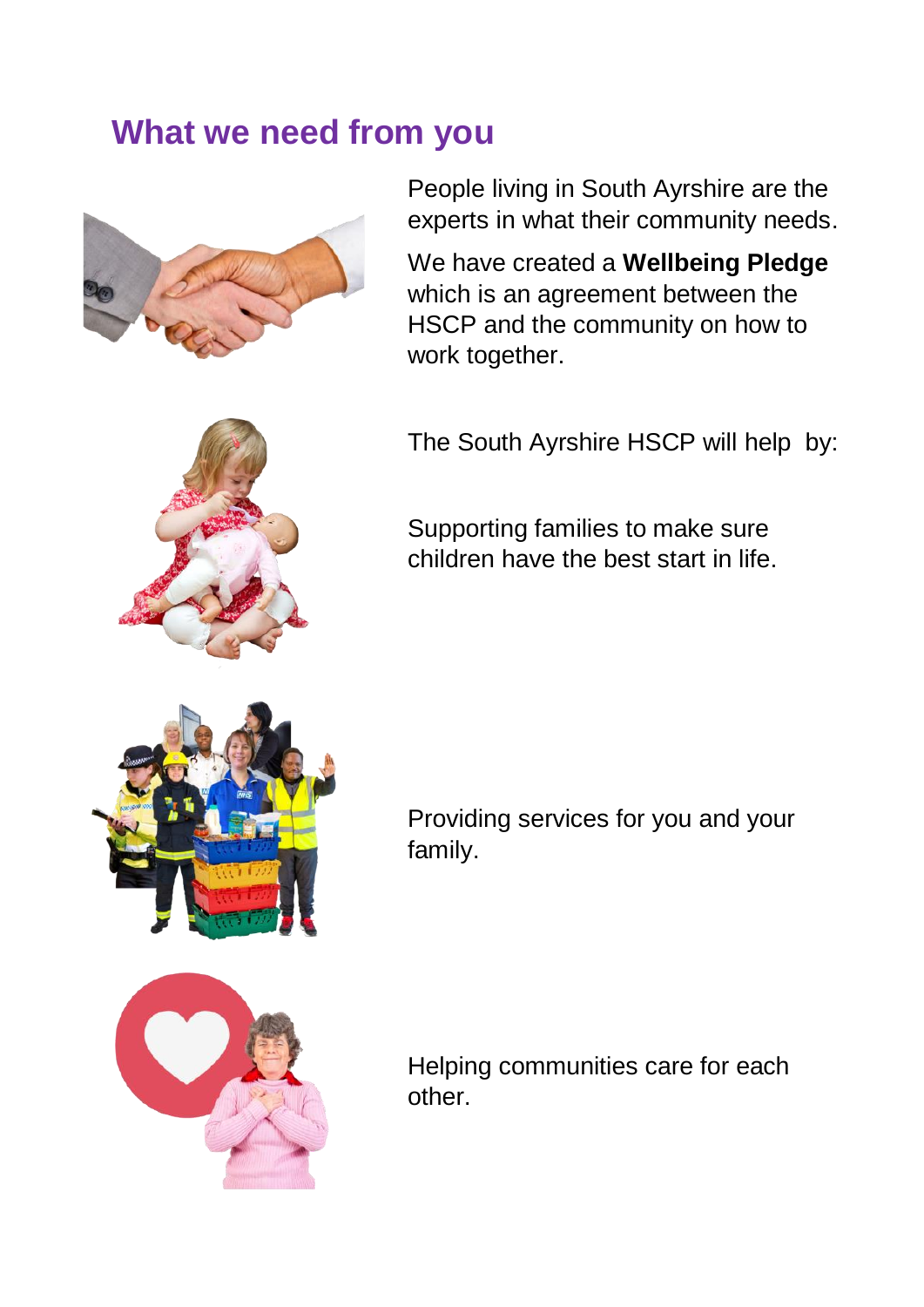## What we need from you

People living in South Ayrshire are the experts in what their community needs.

We have created a **Wellbeing Pledge** which is an agreement between the HSCP and the community on how to work together.

The South Ayrshire HSCP will help by:

Supporting families to make sure children have the best start in life.

Providing services for you and your family.

Helping communities care for each other.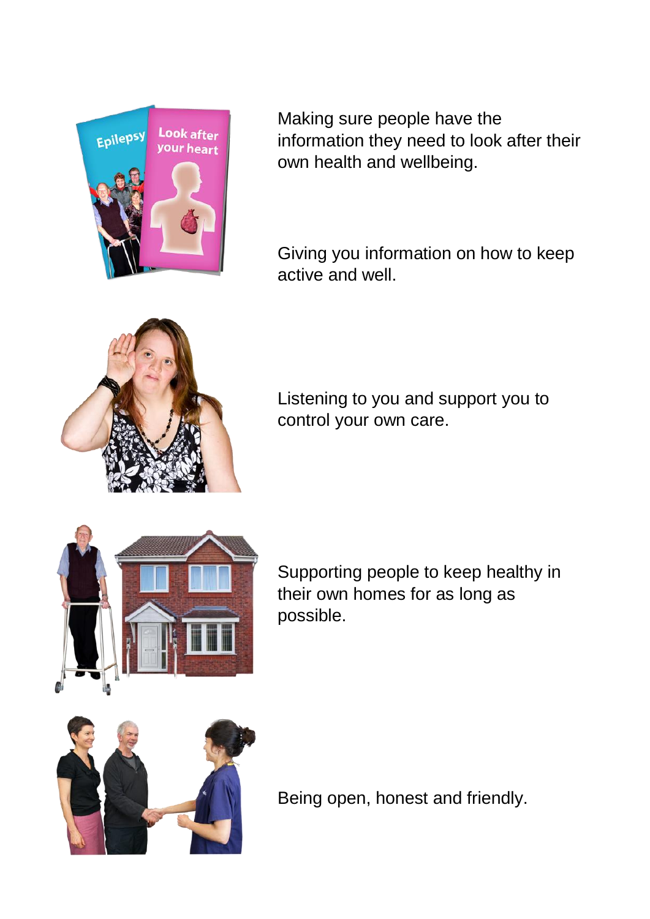Making sure people have the information they need to look after their own health and wellbeing.

Giving you information on how to keep active and well.

Listening to you and support you to control your own care.

Supporting people to keep healthy in their own homes for as long as possible.

Being open, honest and friendly.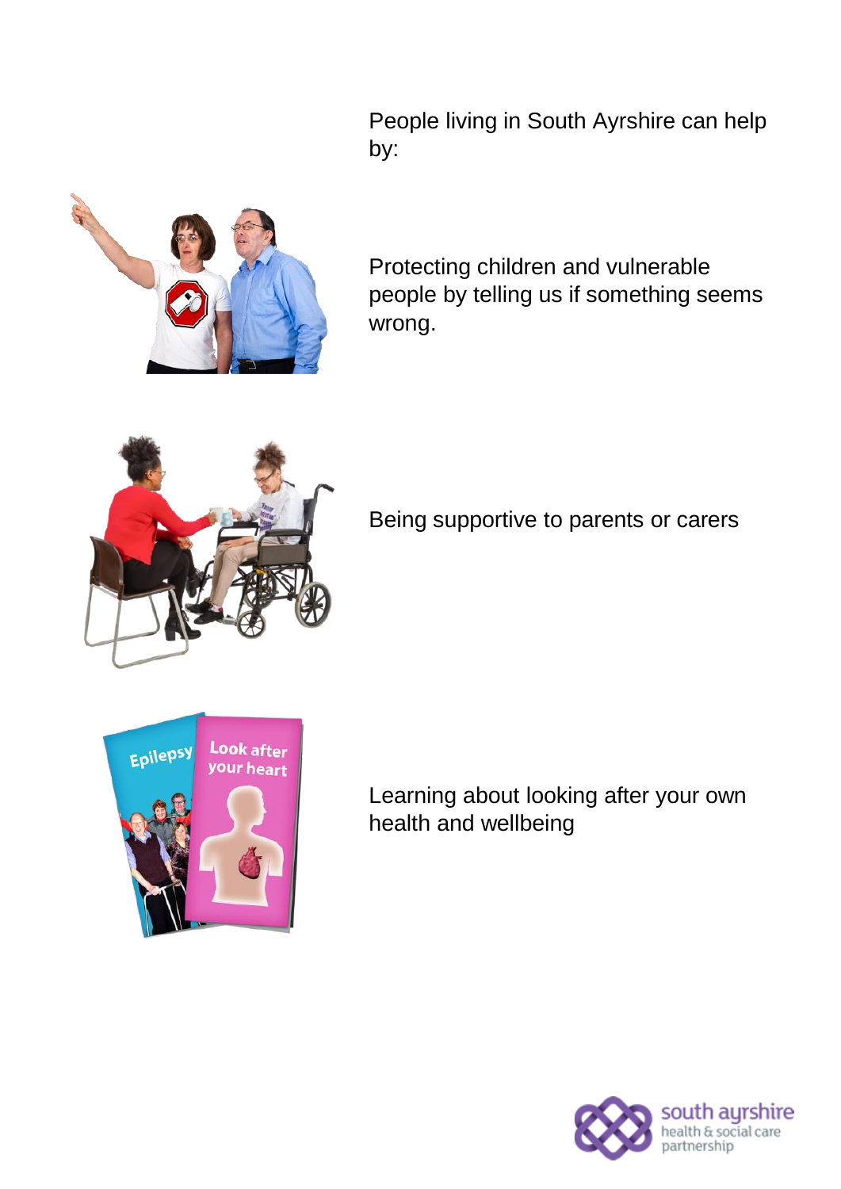People living in South Ayrshire can help by:

Protecting children and vulnerable people by telling us if something seems wrong.

Being supportive to parents or carers

Learning about looking after your own health and wellbeing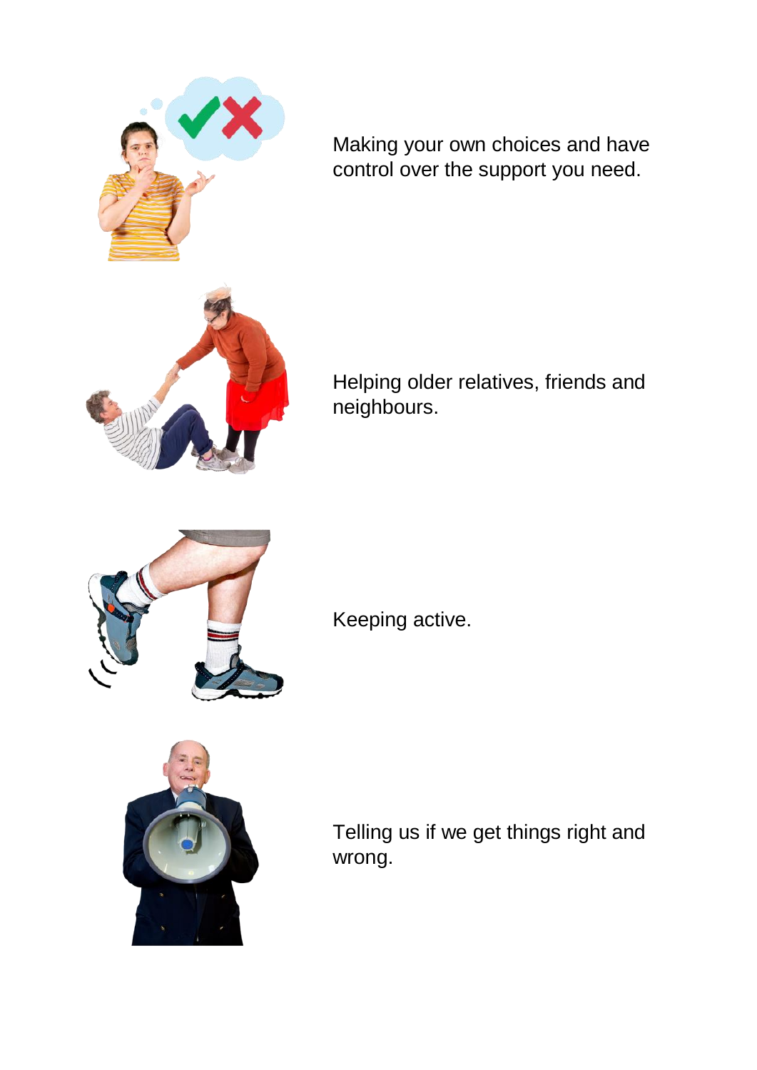Making your own choices and have control over the support you need.

Helping older relatives, friends and neighbours.

Keeping active.

Telling us if we get things right and wrong.